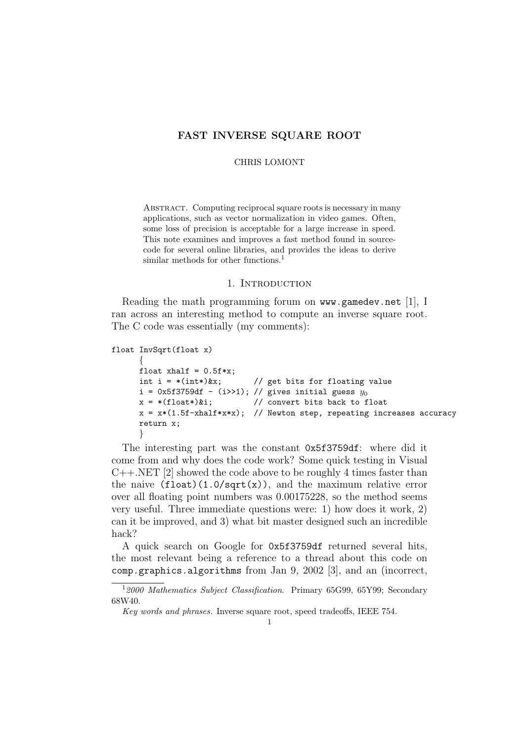# FAST INVERSE SQUARE ROOT

CHRIS LOMONT

Abstract. Computing reciprocal square roots is necessary in many applications, such as vector normalization in video games. Often, some loss of precision is acceptable for a large increase in speed. This note examines and improves a fast method found in source-code for several online libraries, and provides the ideas to derive similar methods for other functions.[1]

## 1. Introduction

Reading the math programming forum on www.gamedev.net [1], I ran across an interesting method to compute an inverse square root. The C code was essentially (my comments):

```
float InvSqrt(float x)
      {
      float xhalf = 0.5f*x;
      int i = *(int*)&x;        // get bits for floating value
      i = 0x5f3759df - (i>>1); // gives initial guess y0
      x = *(float*)&i;          // convert bits back to float
      x = x*(1.5f-xhalf*x*x);  // Newton step, repeating increases accuracy
      return x;
      }
```

The interesting part was the constant 0x5f3759df: where did it come from and why does the code work? Some quick testing in Visual C++.NET [2] showed the code above to be roughly 4 times faster than the naive (float)(1.0/sqrt(x)), and the maximum relative error over all floating point numbers was 0.00175228, so the method seems very useful. Three immediate questions were: 1) how does it work, 2) can it be improved, and 3) what bit master designed such an incredible hack?

A quick search on Google for 0x5f3759df returned several hits, the most relevant being a reference to a thread about this code on comp.graphics.algorithms from Jan 9, 2002 [3], and an (incorrect,

[1] *2000 Mathematics Subject Classification*. Primary 65G99, 65Y99; Secondary 68W40.

*Key words and phrases.* Inverse square root, speed tradeoffs, IEEE 754.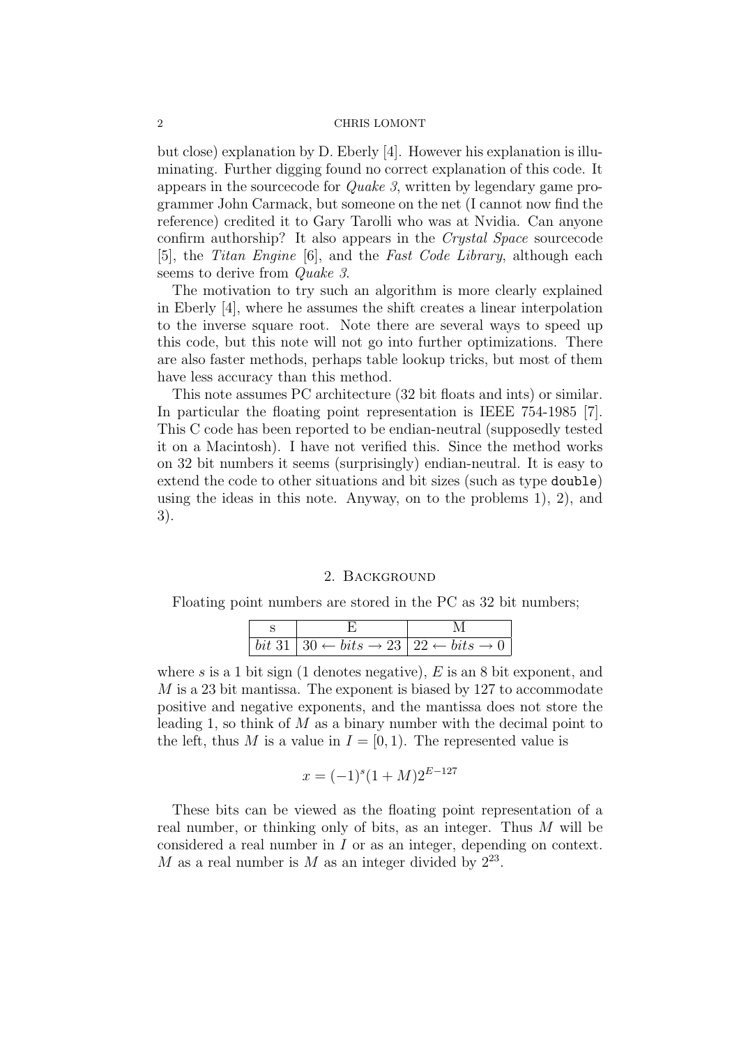but close) explanation by D. Eberly [4]. However his explanation is illuminating. Further digging found no correct explanation of this code. It appears in the sourcecode for *Quake 3*, written by legendary game programmer John Carmack, but someone on the net (I cannot now find the reference) credited it to Gary Tarolli who was at Nvidia. Can anyone confirm authorship? It also appears in the *Crystal Space* sourcecode [5], the *Titan Engine* [6], and the *Fast Code Library*, although each seems to derive from *Quake 3*.

The motivation to try such an algorithm is more clearly explained in Eberly [4], where he assumes the shift creates a linear interpolation to the inverse square root. Note there are several ways to speed up this code, but this note will not go into further optimizations. There are also faster methods, perhaps table lookup tricks, but most of them have less accuracy than this method.

This note assumes PC architecture (32 bit floats and ints) or similar. In particular the floating point representation is IEEE 754-1985 [7]. This C code has been reported to be endian-neutral (supposedly tested it on a Macintosh). I have not verified this. Since the method works on 32 bit numbers it seems (surprisingly) endian-neutral. It is easy to extend the code to other situations and bit sizes (such as type `double`) using the ideas in this note. Anyway, on to the problems 1), 2), and 3).

## 2. Background

Floating point numbers are stored in the PC as 32 bit numbers;

| s | E | M |
|---|---|---|
| *bit* 31 | $30 \leftarrow bits \rightarrow 23$ | $22 \leftarrow bits \rightarrow 0$ |

where $s$ is a 1 bit sign (1 denotes negative), $E$ is an 8 bit exponent, and $M$ is a 23 bit mantissa. The exponent is biased by 127 to accommodate positive and negative exponents, and the mantissa does not store the leading 1, so think of $M$ as a binary number with the decimal point to the left, thus $M$ is a value in $I = [0, 1)$. The represented value is

$$x = (-1)^s (1 + M) 2^{E-127}$$

These bits can be viewed as the floating point representation of a real number, or thinking only of bits, as an integer. Thus $M$ will be considered a real number in $I$ or as an integer, depending on context. $M$ as a real number is $M$ as an integer divided by $2^{23}$.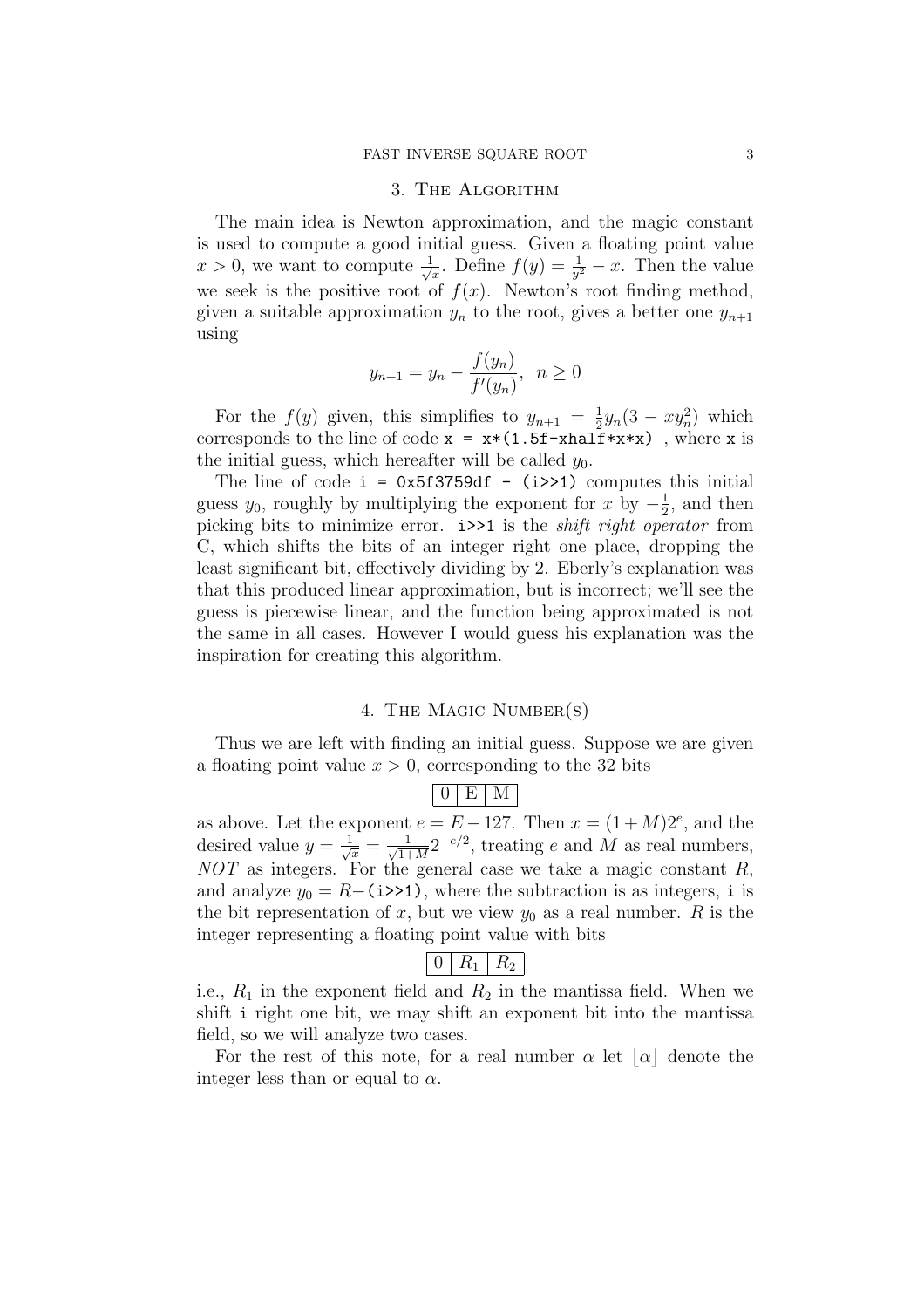## 3. The Algorithm

The main idea is Newton approximation, and the magic constant is used to compute a good initial guess. Given a floating point value $x > 0$, we want to compute $\frac{1}{\sqrt{x}}$. Define $f(y) = \frac{1}{y^2} - x$. Then the value we seek is the positive root of $f(x)$. Newton's root finding method, given a suitable approximation $y_n$ to the root, gives a better one $y_{n+1}$ using

$$y_{n+1} = y_n - \frac{f(y_n)}{f'(y_n)}, \quad n \geq 0$$

For the $f(y)$ given, this simplifies to $y_{n+1} = \frac{1}{2}y_n(3 - xy_n^2)$ which corresponds to the line of code `x = x*(1.5f-xhalf*x*x)` , where `x` is the initial guess, which hereafter will be called $y_0$.

The line of code `i = 0x5f3759df - (i>>1)` computes this initial guess $y_0$, roughly by multiplying the exponent for $x$ by $-\frac{1}{2}$, and then picking bits to minimize error. `i>>1` is the *shift right operator* from C, which shifts the bits of an integer right one place, dropping the least significant bit, effectively dividing by 2. Eberly's explanation was that this produced linear approximation, but is incorrect; we'll see the guess is piecewise linear, and the function being approximated is not the same in all cases. However I would guess his explanation was the inspiration for creating this algorithm.

## 4. The Magic Number(s)

Thus we are left with finding an initial guess. Suppose we are given a floating point value $x > 0$, corresponding to the 32 bits

| 0 | E | M |
|---|---|---|

as above. Let the exponent $e = E - 127$. Then $x = (1+M)2^e$, and the desired value $y = \frac{1}{\sqrt{x}} = \frac{1}{\sqrt{1+M}}2^{-e/2}$, treating $e$ and $M$ as real numbers, *NOT* as integers. For the general case we take a magic constant $R$, and analyze $y_0 = R-$`(i>>1)`, where the subtraction is as integers, `i` is the bit representation of $x$, but we view $y_0$ as a real number. $R$ is the integer representing a floating point value with bits

| 0 | $R_1$ | $R_2$ |
|---|---|---|

i.e., $R_1$ in the exponent field and $R_2$ in the mantissa field. When we shift `i` right one bit, we may shift an exponent bit into the mantissa field, so we will analyze two cases.

For the rest of this note, for a real number $\alpha$ let $\lfloor \alpha \rfloor$ denote the integer less than or equal to $\alpha$.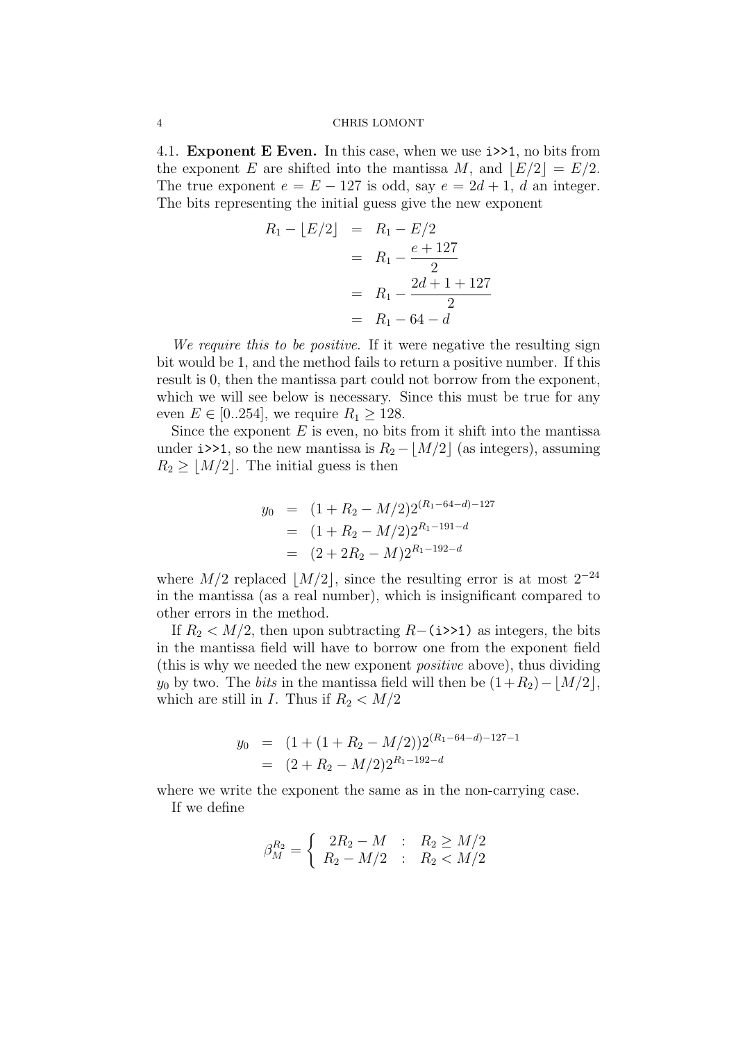### 4.1. Exponent E Even.

In this case, when we use `i>>1`, no bits from the exponent $E$ are shifted into the mantissa $M$, and $\lfloor E/2 \rfloor = E/2$. The true exponent $e = E - 127$ is odd, say $e = 2d + 1$, $d$ an integer. The bits representing the initial guess give the new exponent

$$
\begin{aligned}
R_1 - \lfloor E/2 \rfloor &= R_1 - E/2 \\
&= R_1 - \frac{e + 127}{2} \\
&= R_1 - \frac{2d + 1 + 127}{2} \\
&= R_1 - 64 - d
\end{aligned}
$$

*We require this to be positive.* If it were negative the resulting sign bit would be 1, and the method fails to return a positive number. If this result is 0, then the mantissa part could not borrow from the exponent, which we will see below is necessary. Since this must be true for any even $E \in [0..254]$, we require $R_1 \geq 128$.

Since the exponent $E$ is even, no bits from it shift into the mantissa under `i>>1`, so the new mantissa is $R_2 - \lfloor M/2 \rfloor$ (as integers), assuming $R_2 \geq \lfloor M/2 \rfloor$. The initial guess is then

$$
\begin{aligned}
y_0 &= (1 + R_2 - M/2)2^{(R_1 - 64 - d) - 127} \\
&= (1 + R_2 - M/2)2^{R_1 - 191 - d} \\
&= (2 + 2R_2 - M)2^{R_1 - 192 - d}
\end{aligned}
$$

where $M/2$ replaced $\lfloor M/2 \rfloor$, since the resulting error is at most $2^{-24}$ in the mantissa (as a real number), which is insignificant compared to other errors in the method.

If $R_2 < M/2$, then upon subtracting $R-$`(i>>1)` as integers, the bits in the mantissa field will have to borrow one from the exponent field (this is why we needed the new exponent *positive* above), thus dividing $y_0$ by two. The *bits* in the mantissa field will then be $(1 + R_2) - \lfloor M/2 \rfloor$, which are still in $I$. Thus if $R_2 < M/2$

$$
\begin{aligned}
y_0 &= (1 + (1 + R_2 - M/2))2^{(R_1 - 64 - d) - 127 - 1} \\
&= (2 + R_2 - M/2)2^{R_1 - 192 - d}
\end{aligned}
$$

where we write the exponent the same as in the non-carrying case.

If we define

$$
\beta_M^{R_2} = \begin{cases} 2R_2 - M & : \quad R_2 \geq M/2 \\ R_2 - M/2 & : \quad R_2 < M/2 \end{cases}
$$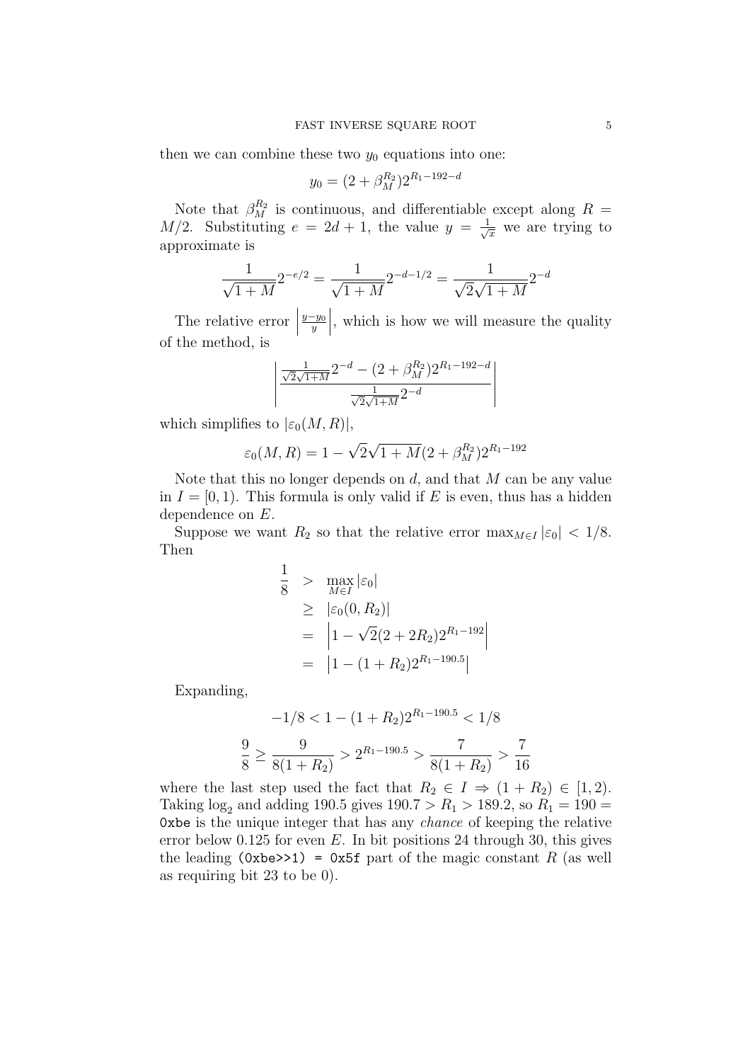then we can combine these two $y_0$ equations into one:

$$y_0 = (2 + \beta_M^{R_2})2^{R_1 - 192 - d}$$

Note that $\beta_M^{R_2}$ is continuous, and differentiable except along $R = M/2$. Substituting $e = 2d + 1$, the value $y = \frac{1}{\sqrt{x}}$ we are trying to approximate is

$$\frac{1}{\sqrt{1+M}}2^{-e/2} = \frac{1}{\sqrt{1+M}}2^{-d-1/2} = \frac{1}{\sqrt{2}\sqrt{1+M}}2^{-d}$$

The relative error $\left|\frac{y-y_0}{y}\right|$, which is how we will measure the quality of the method, is

$$\left|\frac{\frac{1}{\sqrt{2}\sqrt{1+M}}2^{-d} - (2 + \beta_M^{R_2})2^{R_1-192-d}}{\frac{1}{\sqrt{2}\sqrt{1+M}}2^{-d}}\right|$$

which simplifies to $|\varepsilon_0(M, R)|$,

$$\varepsilon_0(M, R) = 1 - \sqrt{2}\sqrt{1+M}(2 + \beta_M^{R_2})2^{R_1-192}$$

Note that this no longer depends on $d$, and that $M$ can be any value in $I = [0, 1)$. This formula is only valid if $E$ is even, thus has a hidden dependence on $E$.

Suppose we want $R_2$ so that the relative error $\max_{M \in I} |\varepsilon_0| < 1/8$. Then

$$\begin{aligned}
\frac{1}{8} &> \max_{M \in I} |\varepsilon_0| \\
&\geq |\varepsilon_0(0, R_2)| \\
&= \left|1 - \sqrt{2}(2 + 2R_2)2^{R_1-192}\right| \\
&= \left|1 - (1 + R_2)2^{R_1-190.5}\right|
\end{aligned}$$

Expanding,

$$-1/8 < 1 - (1 + R_2)2^{R_1-190.5} < 1/8$$

$$\frac{9}{8} \geq \frac{9}{8(1+R_2)} > 2^{R_1-190.5} > \frac{7}{8(1+R_2)} > \frac{7}{16}$$

where the last step used the fact that $R_2 \in I \Rightarrow (1 + R_2) \in [1, 2)$. Taking $\log_2$ and adding 190.5 gives $190.7 > R_1 > 189.2$, so $R_1 = 190 =$ `0xbe` is the unique integer that has any *chance* of keeping the relative error below 0.125 for even $E$. In bit positions 24 through 30, this gives the leading `(0xbe>>1) = 0x5f` part of the magic constant $R$ (as well as requiring bit 23 to be 0).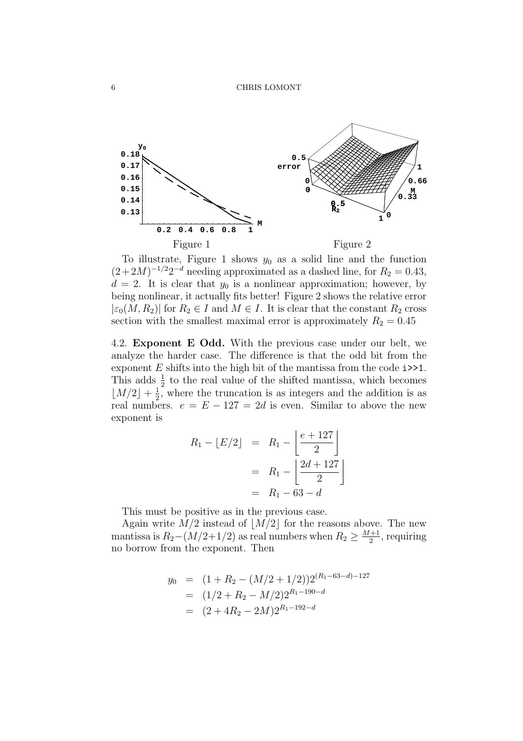Figure 1 Figure 2

To illustrate, Figure 1 shows $y_0$ as a solid line and the function $(2+2M)^{-1/2}2^{-d}$ needing approximated as a dashed line, for $R_2 = 0.43$, $d = 2$. It is clear that $y_0$ is a nonlinear approximation; however, by being nonlinear, it actually fits better! Figure 2 shows the relative error $|\varepsilon_0(M, R_2)|$ for $R_2 \in I$ and $M \in I$. It is clear that the constant $R_2$ cross section with the smallest maximal error is approximately $R_2 = 0.45$

### 4.2. Exponent E Odd.

With the previous case under our belt, we analyze the harder case. The difference is that the odd bit from the exponent $E$ shifts into the high bit of the mantissa from the code `i>>1`. This adds $\frac{1}{2}$ to the real value of the shifted mantissa, which becomes $\lfloor M/2 \rfloor + \frac{1}{2}$, where the truncation is as integers and the addition is as real numbers. $e = E - 127 = 2d$ is even. Similar to above the new exponent is

$$
\begin{aligned}
R_1 - \lfloor E/2 \rfloor &= R_1 - \left\lfloor \frac{e + 127}{2} \right\rfloor \\
&= R_1 - \left\lfloor \frac{2d + 127}{2} \right\rfloor \\
&= R_1 - 63 - d
\end{aligned}
$$

This must be positive as in the previous case.

Again write $M/2$ instead of $\lfloor M/2 \rfloor$ for the reasons above. The new mantissa is $R_2 - (M/2 + 1/2)$ as real numbers when $R_2 \geq \frac{M+1}{2}$, requiring no borrow from the exponent. Then

$$
\begin{aligned}
y_0 &= (1 + R_2 - (M/2 + 1/2))2^{(R_1 - 63 - d) - 127} \\
&= (1/2 + R_2 - M/2)2^{R_1 - 190 - d} \\
&= (2 + 4R_2 - 2M)2^{R_1 - 192 - d}
\end{aligned}
$$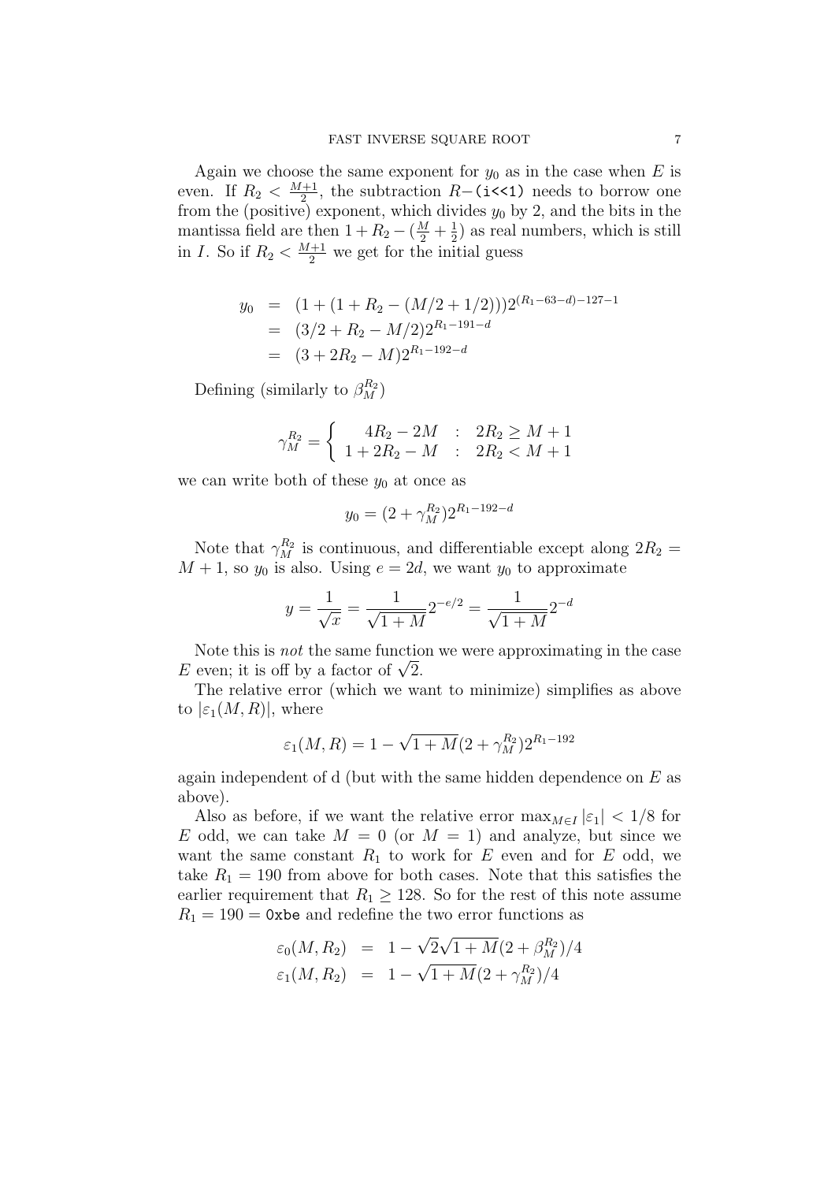Again we choose the same exponent for $y_0$ as in the case when $E$ is even. If $R_2 < \frac{M+1}{2}$, the subtraction $R-$`(i<<1)` needs to borrow one from the (positive) exponent, which divides $y_0$ by 2, and the bits in the mantissa field are then $1 + R_2 - (\frac{M}{2} + \frac{1}{2})$ as real numbers, which is still in $I$. So if $R_2 < \frac{M+1}{2}$ we get for the initial guess

$$
\begin{aligned}
y_0 &= (1 + (1 + R_2 - (M/2 + 1/2)))2^{(R_1 - 63 - d) - 127 - 1} \\
&= (3/2 + R_2 - M/2)2^{R_1 - 191 - d} \\
&= (3 + 2R_2 - M)2^{R_1 - 192 - d}
\end{aligned}
$$

Defining (similarly to $\beta_M^{R_2}$)

$$
\gamma_M^{R_2} = \begin{cases} 4R_2 - 2M & : \quad 2R_2 \geq M + 1 \\ 1 + 2R_2 - M & : \quad 2R_2 < M + 1 \end{cases}
$$

we can write both of these $y_0$ at once as

$$
y_0 = (2 + \gamma_M^{R_2})2^{R_1 - 192 - d}
$$

Note that $\gamma_M^{R_2}$ is continuous, and differentiable except along $2R_2 = M + 1$, so $y_0$ is also. Using $e = 2d$, we want $y_0$ to approximate

$$
y = \frac{1}{\sqrt{x}} = \frac{1}{\sqrt{1+M}}2^{-e/2} = \frac{1}{\sqrt{1+M}}2^{-d}
$$

Note this is *not* the same function we were approximating in the case $E$ even; it is off by a factor of $\sqrt{2}$.

The relative error (which we want to minimize) simplifies as above to $|\varepsilon_1(M, R)|$, where

$$
\varepsilon_1(M, R) = 1 - \sqrt{1+M}(2 + \gamma_M^{R_2})2^{R_1 - 192}
$$

again independent of d (but with the same hidden dependence on $E$ as above).

Also as before, if we want the relative error $\max_{M \in I} |\varepsilon_1| < 1/8$ for $E$ odd, we can take $M = 0$ (or $M = 1$) and analyze, but since we want the same constant $R_1$ to work for $E$ even and for $E$ odd, we take $R_1 = 190$ from above for both cases. Note that this satisfies the earlier requirement that $R_1 \geq 128$. So for the rest of this note assume $R_1 = 190 =$ `0xbe` and redefine the two error functions as

$$
\begin{aligned}
\varepsilon_0(M, R_2) &= 1 - \sqrt{2}\sqrt{1+M}(2 + \beta_M^{R_2})/4 \\
\varepsilon_1(M, R_2) &= 1 - \sqrt{1+M}(2 + \gamma_M^{R_2})/4
\end{aligned}
$$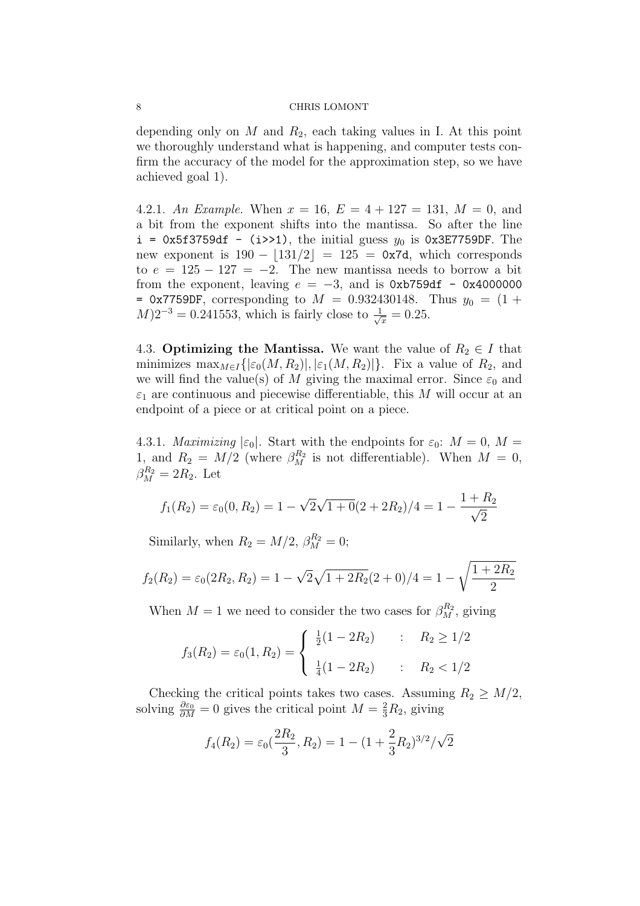depending only on $M$ and $R_2$, each taking values in I. At this point we thoroughly understand what is happening, and computer tests confirm the accuracy of the model for the approximation step, so we have achieved goal 1).

4.2.1. *An Example.* When $x = 16$, $E = 4 + 127 = 131$, $M = 0$, and a bit from the exponent shifts into the mantissa. So after the line `i = 0x5f3759df - (i>>1)`, the initial guess $y_0$ is `0x3E7759DF`. The new exponent is $190 - \lfloor 131/2 \rfloor = 125 =$ `0x7d`, which corresponds to $e = 125 - 127 = -2$. The new mantissa needs to borrow a bit from the exponent, leaving $e = -3$, and is `0xb759df - 0x4000000 = 0x7759DF`, corresponding to $M = 0.932430148$. Thus $y_0 = (1 + M)2^{-3} = 0.241553$, which is fairly close to $\frac{1}{\sqrt{x}} = 0.25$.

4.3. **Optimizing the Mantissa.** We want the value of $R_2 \in I$ that minimizes $\max_{M \in I}\{|\varepsilon_0(M, R_2)|, |\varepsilon_1(M, R_2)|\}$. Fix a value of $R_2$, and we will find the value(s) of $M$ giving the maximal error. Since $\varepsilon_0$ and $\varepsilon_1$ are continuous and piecewise differentiable, this $M$ will occur at an endpoint of a piece or at critical point on a piece.

4.3.1. *Maximizing* $|\varepsilon_0|$. Start with the endpoints for $\varepsilon_0$: $M = 0$, $M = 1$, and $R_2 = M/2$ (where $\beta_M^{R_2}$ is not differentiable). When $M = 0$, $\beta_M^{R_2} = 2R_2$. Let

$$f_1(R_2) = \varepsilon_0(0, R_2) = 1 - \sqrt{2}\sqrt{1+0}(2 + 2R_2)/4 = 1 - \frac{1 + R_2}{\sqrt{2}}$$

Similarly, when $R_2 = M/2$, $\beta_M^{R_2} = 0$;

$$f_2(R_2) = \varepsilon_0(2R_2, R_2) = 1 - \sqrt{2}\sqrt{1 + 2R_2}(2 + 0)/4 = 1 - \sqrt{\frac{1 + 2R_2}{2}}$$

When $M = 1$ we need to consider the two cases for $\beta_M^{R_2}$, giving

$$f_3(R_2) = \varepsilon_0(1, R_2) = \begin{cases} \frac{1}{2}(1 - 2R_2) & : \quad R_2 \geq 1/2 \\ \frac{1}{4}(1 - 2R_2) & : \quad R_2 < 1/2 \end{cases}$$

Checking the critical points takes two cases. Assuming $R_2 \geq M/2$, solving $\frac{\partial \varepsilon_0}{\partial M} = 0$ gives the critical point $M = \frac{2}{3}R_2$, giving

$$f_4(R_2) = \varepsilon_0(\frac{2R_2}{3}, R_2) = 1 - (1 + \frac{2}{3}R_2)^{3/2}/\sqrt{2}$$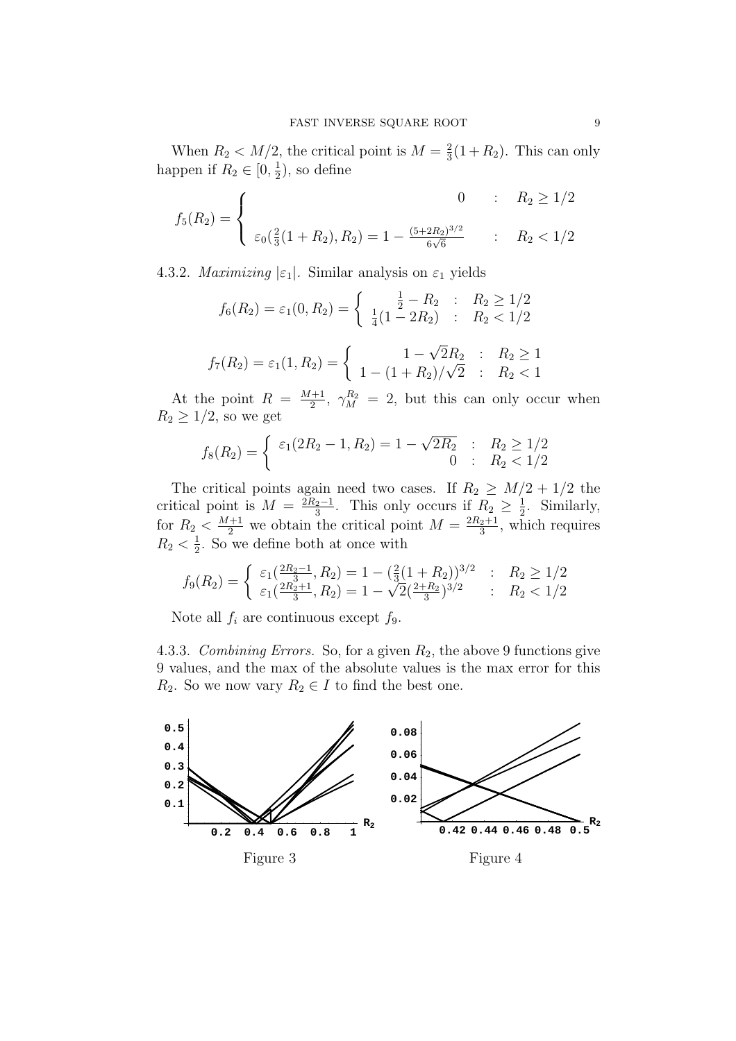When $R_2 < M/2$, the critical point is $M = \frac{2}{3}(1+R_2)$. This can only happen if $R_2 \in [0, \frac{1}{2})$, so define

$$f_5(R_2) = \begin{cases} 0 & : \quad R_2 \geq 1/2 \\ \varepsilon_0(\frac{2}{3}(1+R_2), R_2) = 1 - \frac{(5+2R_2)^{3/2}}{6\sqrt{6}} & : \quad R_2 < 1/2 \end{cases}$$

4.3.2. *Maximizing* $|\varepsilon_1|$. Similar analysis on $\varepsilon_1$ yields

$$f_6(R_2) = \varepsilon_1(0, R_2) = \begin{cases} \frac{1}{2} - R_2 & : \quad R_2 \geq 1/2 \\ \frac{1}{4}(1 - 2R_2) & : \quad R_2 < 1/2 \end{cases}$$

$$f_7(R_2) = \varepsilon_1(1, R_2) = \begin{cases} 1 - \sqrt{2}R_2 & : \quad R_2 \geq 1 \\ 1 - (1+R_2)/\sqrt{2} & : \quad R_2 < 1 \end{cases}$$

At the point $R = \frac{M+1}{2}$, $\gamma_M^{R_2} = 2$, but this can only occur when $R_2 \geq 1/2$, so we get

$$f_8(R_2) = \begin{cases} \varepsilon_1(2R_2 - 1, R_2) = 1 - \sqrt{2R_2} & : \quad R_2 \geq 1/2 \\ 0 & : \quad R_2 < 1/2 \end{cases}$$

The critical points again need two cases. If $R_2 \geq M/2 + 1/2$ the critical point is $M = \frac{2R_2-1}{3}$. This only occurs if $R_2 \geq \frac{1}{2}$. Similarly, for $R_2 < \frac{M+1}{2}$ we obtain the critical point $M = \frac{2R_2+1}{3}$, which requires $R_2 < \frac{1}{2}$. So we define both at once with

$$f_9(R_2) = \begin{cases} \varepsilon_1(\frac{2R_2-1}{3}, R_2) = 1 - (\frac{2}{3}(1+R_2))^{3/2} & : \quad R_2 \geq 1/2 \\ \varepsilon_1(\frac{2R_2+1}{3}, R_2) = 1 - \sqrt{2}(\frac{2+R_2}{3})^{3/2} & : \quad R_2 < 1/2 \end{cases}$$

Note all $f_i$ are continuous except $f_9$.

4.3.3. *Combining Errors.* So, for a given $R_2$, the above 9 functions give 9 values, and the max of the absolute values is the max error for this $R_2$. So we now vary $R_2 \in I$ to find the best one.

Figure 3

Figure 4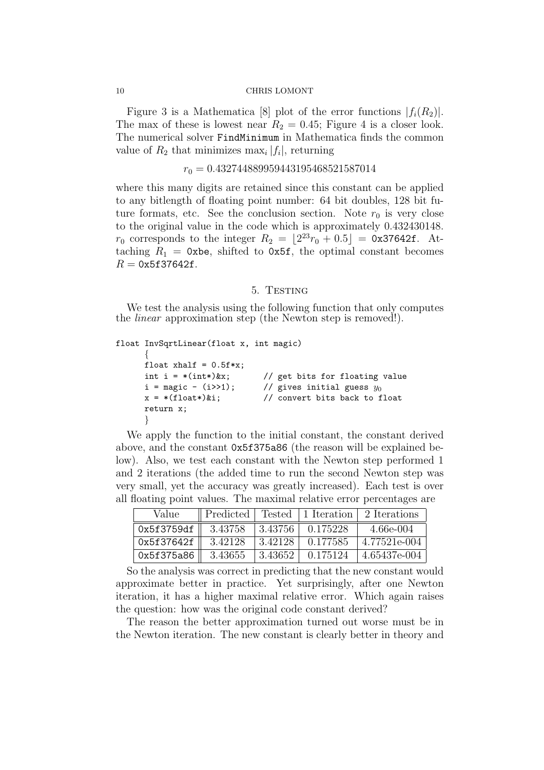Figure 3 is a Mathematica [8] plot of the error functions $|f_i(R_2)|$. The max of these is lowest near $R_2 = 0.45$; Figure 4 is a closer look. The numerical solver FindMinimum in Mathematica finds the common value of $R_2$ that minimizes $\max_i |f_i|$, returning

$$r_0 = 0.43274488995944319546852158701 4$$

where this many digits are retained since this constant can be applied to any bitlength of floating point number: 64 bit doubles, 128 bit future formats, etc. See the conclusion section. Note $r_0$ is very close to the original value in the code which is approximately 0.432430148. $r_0$ corresponds to the integer $R_2 = \lfloor 2^{23} r_0 + 0.5 \rfloor =$ 0x37642f. Attaching $R_1 =$ 0xbe, shifted to 0x5f, the optimal constant becomes $R =$ 0x5f37642f.

## 5. Testing

We test the analysis using the following function that only computes the *linear* approximation step (the Newton step is removed!).

```
float InvSqrtLinear(float x, int magic)
     {
     float xhalf = 0.5f*x;
     int i = *(int*)&x;         // get bits for floating value
     i = magic - (i>>1);        // gives initial guess y0
     x = *(float*)&i;           // convert bits back to float
     return x;
     }
```

We apply the function to the initial constant, the constant derived above, and the constant 0x5f375a86 (the reason will be explained below). Also, we test each constant with the Newton step performed 1 and 2 iterations (the added time to run the second Newton step was very small, yet the accuracy was greatly increased). Each test is over all floating point values. The maximal relative error percentages are

| Value | Predicted | Tested | 1 Iteration | 2 Iterations |
|---|---|---|---|---|
| 0x5f3759df | 3.43758 | 3.43756 | 0.175228 | 4.66e-004 |
| 0x5f37642f | 3.42128 | 3.42128 | 0.177585 | 4.77521e-004 |
| 0x5f375a86 | 3.43655 | 3.43652 | 0.175124 | 4.65437e-004 |

So the analysis was correct in predicting that the new constant would approximate better in practice. Yet surprisingly, after one Newton iteration, it has a higher maximal relative error. Which again raises the question: how was the original code constant derived?

The reason the better approximation turned out worse must be in the Newton iteration. The new constant is clearly better in theory and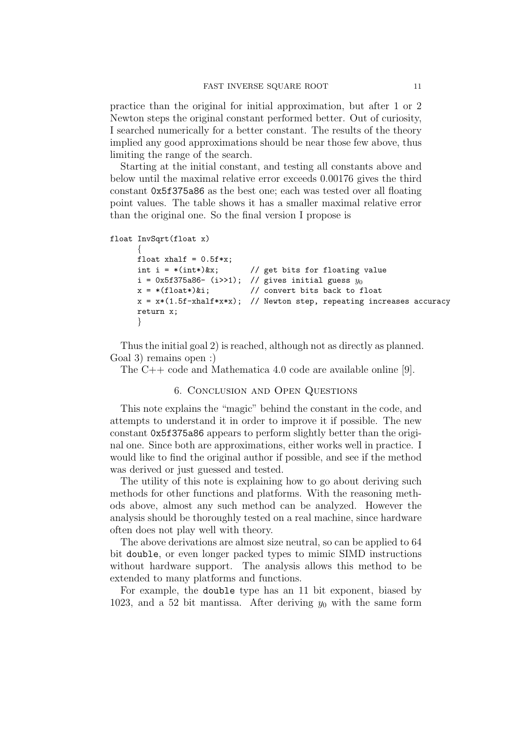practice than the original for initial approximation, but after 1 or 2 Newton steps the original constant performed better. Out of curiosity, I searched numerically for a better constant. The results of the theory implied any good approximations should be near those few above, thus limiting the range of the search.

Starting at the initial constant, and testing all constants above and below until the maximal relative error exceeds 0.00176 gives the third constant `0x5f375a86` as the best one; each was tested over all floating point values. The table shows it has a smaller maximal relative error than the original one. So the final version I propose is

```
float InvSqrt(float x)
      {
      float xhalf = 0.5f*x;
      int i = *(int*)&x;        // get bits for floating value
      i = 0x5f375a86- (i>>1);  // gives initial guess y0
      x = *(float*)&i;          // convert bits back to float
      x = x*(1.5f-xhalf*x*x);  // Newton step, repeating increases accuracy
      return x;
      }
```

Thus the initial goal 2) is reached, although not as directly as planned. Goal 3) remains open :)

The C++ code and Mathematica 4.0 code are available online [9].

## 6. Conclusion and Open Questions

This note explains the "magic" behind the constant in the code, and attempts to understand it in order to improve it if possible. The new constant `0x5f375a86` appears to perform slightly better than the original one. Since both are approximations, either works well in practice. I would like to find the original author if possible, and see if the method was derived or just guessed and tested.

The utility of this note is explaining how to go about deriving such methods for other functions and platforms. With the reasoning methods above, almost any such method can be analyzed. However the analysis should be thoroughly tested on a real machine, since hardware often does not play well with theory.

The above derivations are almost size neutral, so can be applied to 64 bit `double`, or even longer packed types to mimic SIMD instructions without hardware support. The analysis allows this method to be extended to many platforms and functions.

For example, the `double` type has an 11 bit exponent, biased by 1023, and a 52 bit mantissa. After deriving $y_0$ with the same form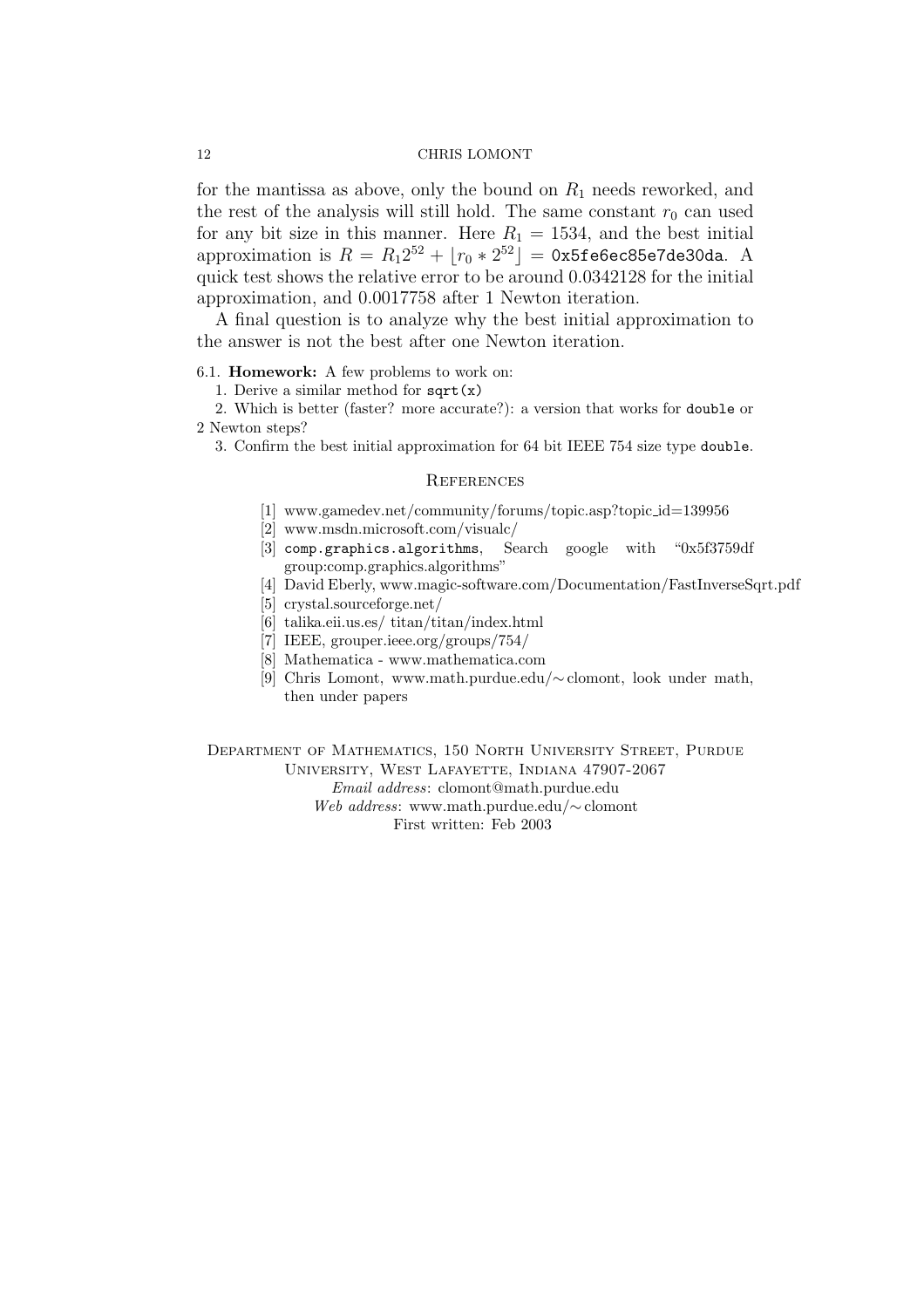for the mantissa as above, only the bound on $R_1$ needs reworked, and the rest of the analysis will still hold. The same constant $r_0$ can used for any bit size in this manner. Here $R_1 = 1534$, and the best initial approximation is $R = R_1 2^{52} + \lfloor r_0 * 2^{52} \rfloor =$ `0x5fe6ec85e7de30da`. A quick test shows the relative error to be around 0.0342128 for the initial approximation, and 0.0017758 after 1 Newton iteration.

A final question is to analyze why the best initial approximation to the answer is not the best after one Newton iteration.

6.1. **Homework:** A few problems to work on:

1. Derive a similar method for `sqrt(x)`
2. Which is better (faster? more accurate?): a version that works for `double` or 2 Newton steps?
3. Confirm the best initial approximation for 64 bit IEEE 754 size type `double`.

## References

[1] www.gamedev.net/community/forums/topic.asp?topic_id=139956
[2] www.msdn.microsoft.com/visualc/
[3] `comp.graphics.algorithms`, Search google with "0x5f3759df group:comp.graphics.algorithms"
[4] David Eberly, www.magic-software.com/Documentation/FastInverseSqrt.pdf
[5] crystal.sourceforge.net/
[6] talika.eii.us.es/ titan/titan/index.html
[7] IEEE, grouper.ieee.org/groups/754/
[8] Mathematica - www.mathematica.com
[9] Chris Lomont, www.math.purdue.edu/∼clomont, look under math, then under papers

Department of Mathematics, 150 North University Street, Purdue University, West Lafayette, Indiana 47907-2067
*Email address*: clomont@math.purdue.edu
*Web address*: www.math.purdue.edu/∼clomont
First written: Feb 2003